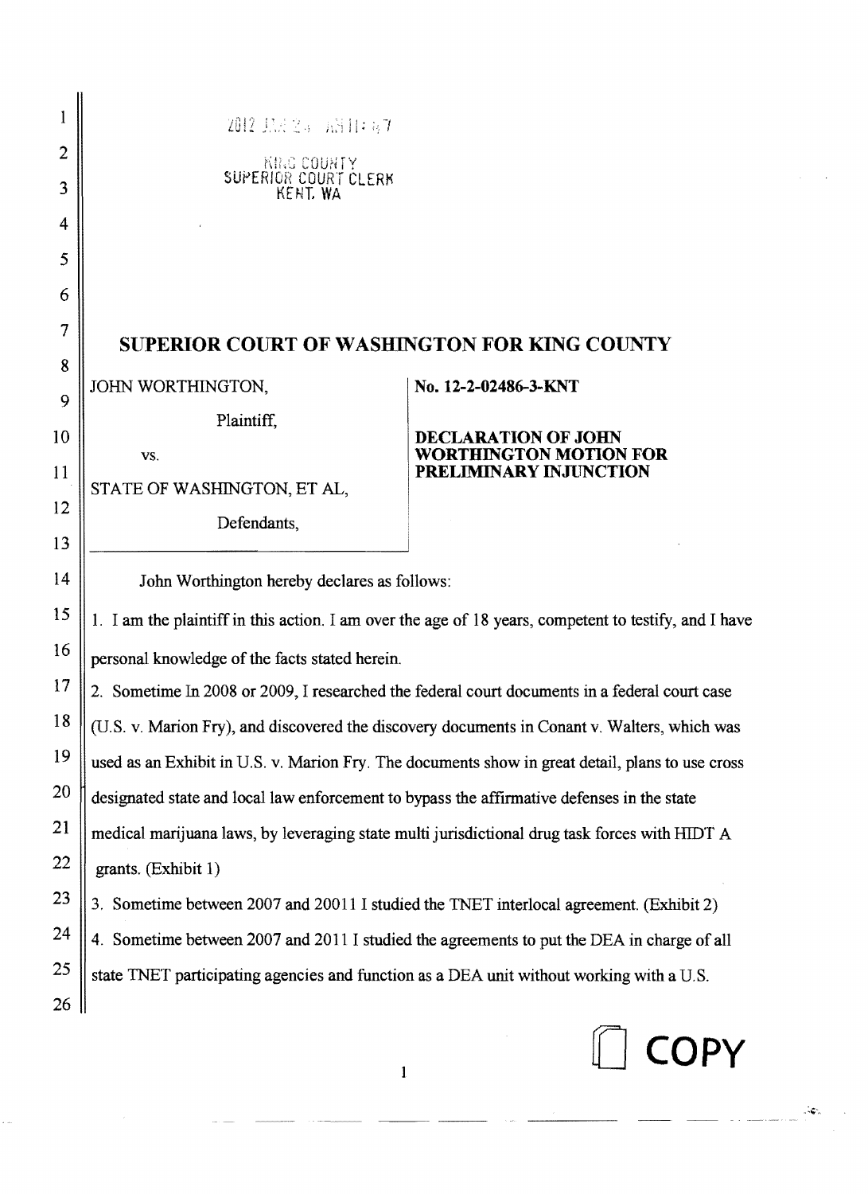2012 JAN 24 AM 11:47

KING COUNTY
SUPERIOR COURT CLERK
KENT, WA

## SUPERIOR COURT OF WASHINGTON FOR KING COUNTY

| | |
|---|---|
| JOHN WORTHINGTON,<br><br>Plaintiff,<br><br>vs.<br><br>STATE OF WASHINGTON, ET AL,<br><br>Defendants, | **No. 12-2-02486-3-KNT**<br><br>**DECLARATION OF JOHN WORTHINGTON MOTION FOR PRELIMINARY INJUNCTION** |

John Worthington hereby declares as follows:

1. I am the plaintiff in this action. I am over the age of 18 years, competent to testify, and I have personal knowledge of the facts stated herein.

2. Sometime In 2008 or 2009, I researched the federal court documents in a federal court case (U.S. v. Marion Fry), and discovered the discovery documents in Conant v. Walters, which was used as an Exhibit in U.S. v. Marion Fry. The documents show in great detail, plans to use cross designated state and local law enforcement to bypass the affirmative defenses in the state medical marijuana laws, by leveraging state multi jurisdictional drug task forces with HIDT A grants. (Exhibit 1)

3. Sometime between 2007 and 20011 I studied the TNET interlocal agreement. (Exhibit 2)

4. Sometime between 2007 and 2011 I studied the agreements to put the DEA in charge of all state TNET participating agencies and function as a DEA unit without working with a U.S.

COPY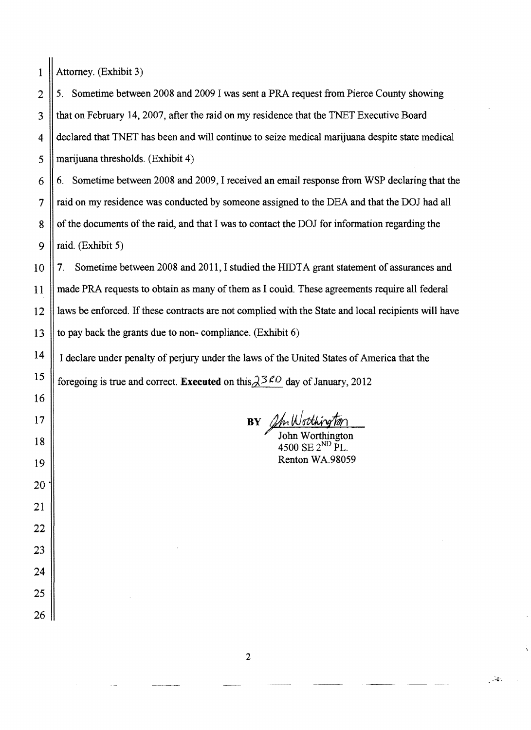Attorney. (Exhibit 3)

5. Sometime between 2008 and 2009 I was sent a PRA request from Pierce County showing that on February 14, 2007, after the raid on my residence that the TNET Executive Board declared that TNET has been and will continue to seize medical marijuana despite state medical marijuana thresholds. (Exhibit 4)

6. Sometime between 2008 and 2009, I received an email response from WSP declaring that the raid on my residence was conducted by someone assigned to the DEA and that the DOJ had all of the documents of the raid, and that I was to contact the DOJ for information regarding the raid. (Exhibit 5)

7. Sometime between 2008 and 2011, I studied the HIDTA grant statement of assurances and made PRA requests to obtain as many of them as I could. These agreements require all federal laws be enforced. If these contracts are not complied with the State and local recipients will have to pay back the grants due to non- compliance. (Exhibit 6)

I declare under penalty of perjury under the laws of the United States of America that the foregoing is true and correct. **Executed** on this 23RD day of January, 2012

BY John Worthington

John Worthington
4500 SE 2ND PL.
Renton WA.98059